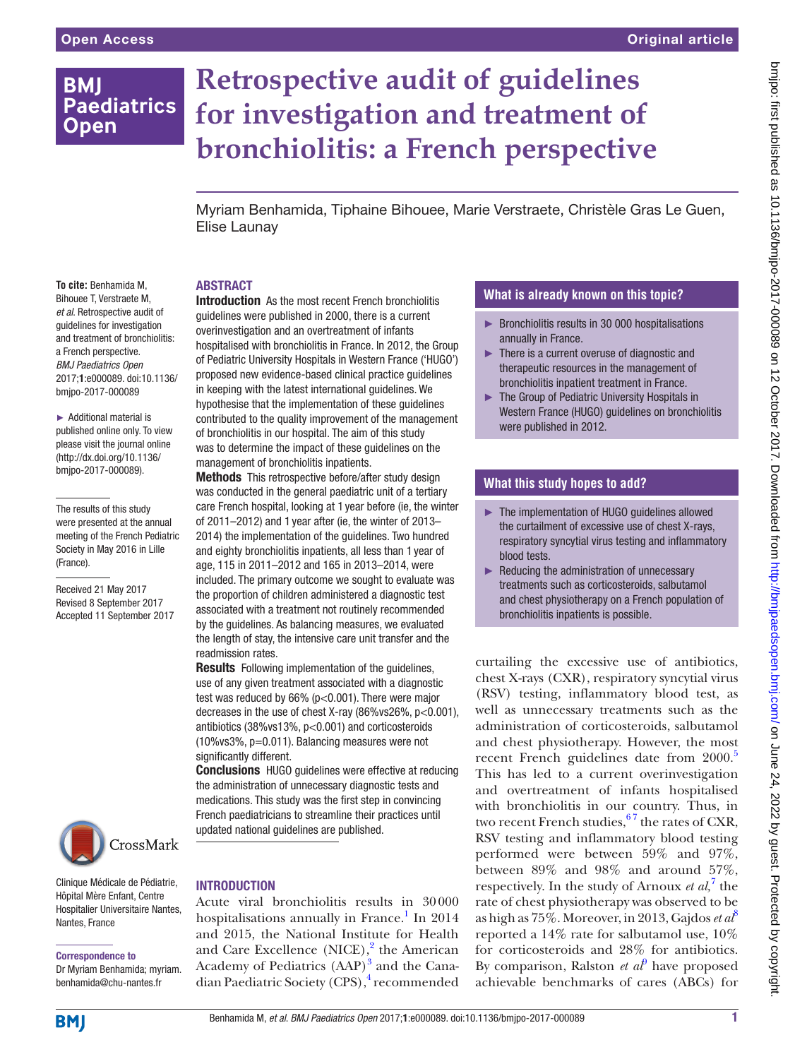# Retrospective audit of guidelines for investigation and treatment of bronchiolitis: a French perspective

Myriam Benhamida, Tiphaine Bihouee, Marie Verstraete, Christèle Gras Le Guen, Elise Launay

**To cite:** Benhamida M, Bihouee T, Verstraete M, *et al*. Retrospective audit of guidelines for investigation and treatment of bronchiolitis: a French perspective. *BMJ Paediatrics Open* 2017;**1**:e000089. doi:10.1136/bmjpo-2017-000089

► Additional material is published online only. To view please visit the journal online (http://dx.doi.org/10.1136/bmjpo-2017-000089).

The results of this study were presented at the annual meeting of the French Pediatric Society in May 2016 in Lille (France).

Received 21 May 2017
Revised 8 September 2017
Accepted 11 September 2017

Clinique Médicale de Pédiatrie, Hôpital Mère Enfant, Centre Hospitalier Universitaire Nantes, Nantes, France

**Correspondence to**
Dr Myriam Benhamida; myriam.benhamida@chu-nantes.fr

## ABSTRACT

**Introduction** As the most recent French bronchiolitis guidelines were published in 2000, there is a current overinvestigation and an overtreatment of infants hospitalised with bronchiolitis in France. In 2012, the Group of Pediatric University Hospitals in Western France ('HUGO') proposed new evidence-based clinical practice guidelines in keeping with the latest international guidelines. We hypothesise that the implementation of these guidelines contributed to the quality improvement of the management of bronchiolitis in our hospital. The aim of this study was to determine the impact of these guidelines on the management of bronchiolitis inpatients.

**Methods** This retrospective before/after study design was conducted in the general paediatric unit of a tertiary care French hospital, looking at 1 year before (ie, the winter of 2011–2012) and 1 year after (ie, the winter of 2013–2014) the implementation of the guidelines. Two hundred and eighty bronchiolitis inpatients, all less than 1 year of age, 115 in 2011–2012 and 165 in 2013–2014, were included. The primary outcome we sought to evaluate was the proportion of children administered a diagnostic test associated with a treatment not routinely recommended by the guidelines. As balancing measures, we evaluated the length of stay, the intensive care unit transfer and the readmission rates.

**Results** Following implementation of the guidelines, use of any given treatment associated with a diagnostic test was reduced by 66% (p<0.001). There were major decreases in the use of chest X-ray (86%vs26%, p<0.001), antibiotics (38%vs13%, p<0.001) and corticosteroids (10%vs3%, p=0.011). Balancing measures were not significantly different.

**Conclusions** HUGO guidelines were effective at reducing the administration of unnecessary diagnostic tests and medications. This study was the first step in convincing French paediatricians to streamline their practices until updated national guidelines are published.

## What is already known on this topic?

- Bronchiolitis results in 30 000 hospitalisations annually in France.
- There is a current overuse of diagnostic and therapeutic resources in the management of bronchiolitis inpatient treatment in France.
- The Group of Pediatric University Hospitals in Western France (HUGO) guidelines on bronchiolitis were published in 2012.

## What this study hopes to add?

- The implementation of HUGO guidelines allowed the curtailment of excessive use of chest X-rays, respiratory syncytial virus testing and inflammatory blood tests.
- Reducing the administration of unnecessary treatments such as corticosteroids, salbutamol and chest physiotherapy on a French population of bronchiolitis inpatients is possible.

## INTRODUCTION

Acute viral bronchiolitis results in 30 000 hospitalisations annually in France.[1] In 2014 and 2015, the National Institute for Health and Care Excellence (NICE),[2] the American Academy of Pediatrics (AAP)[3] and the Canadian Paediatric Society (CPS),[4] recommended curtailing the excessive use of antibiotics, chest X-rays (CXR), respiratory syncytial virus (RSV) testing, inflammatory blood test, as well as unnecessary treatments such as the administration of corticosteroids, salbutamol and chest physiotherapy. However, the most recent French guidelines date from 2000.[5] This has led to a current overinvestigation and overtreatment of infants hospitalised with bronchiolitis in our country. Thus, in two recent French studies,[6,7] the rates of CXR, RSV testing and inflammatory blood testing performed were between 59% and 97%, between 89% and 98% and around 57%, respectively. In the study of Arnoux *et al*,[7] the rate of chest physiotherapy was observed to be as high as 75%. Moreover, in 2013, Gajdos *et al*[8] reported a 14% rate for salbutamol use, 10% for corticosteroids and 28% for antibiotics. By comparison, Ralston *et al*[9] have proposed achievable benchmarks of cares (ABCs) for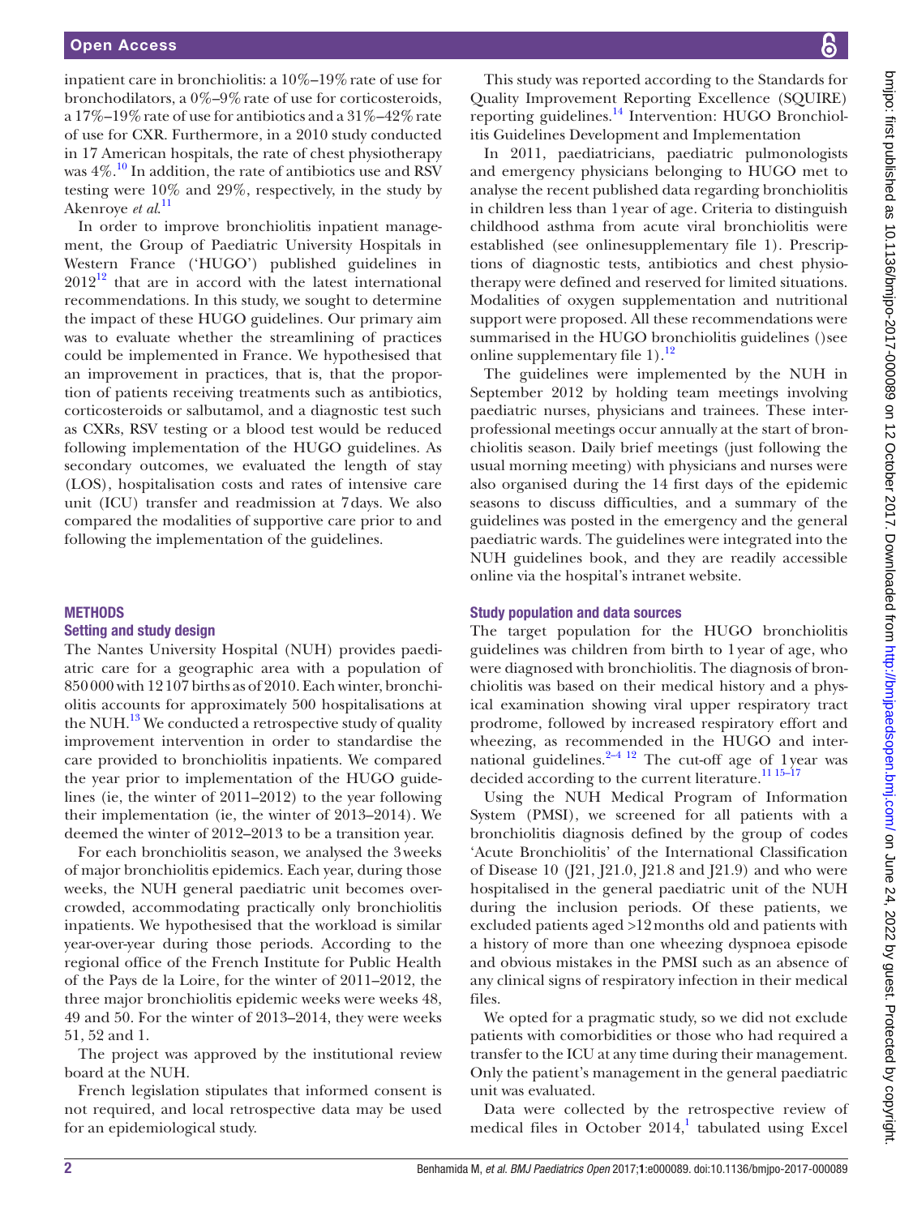inpatient care in bronchiolitis: a 10%–19% rate of use for bronchodilators, a 0%–9% rate of use for corticosteroids, a 17%–19% rate of use for antibiotics and a 31%–42% rate of use for CXR. Furthermore, in a 2010 study conducted in 17 American hospitals, the rate of chest physiotherapy was 4%.[10] In addition, the rate of antibiotics use and RSV testing were 10% and 29%, respectively, in the study by Akenroye *et al*.[11]

In order to improve bronchiolitis inpatient management, the Group of Paediatric University Hospitals in Western France ('HUGO') published guidelines in 2012[12] that are in accord with the latest international recommendations. In this study, we sought to determine the impact of these HUGO guidelines. Our primary aim was to evaluate whether the streamlining of practices could be implemented in France. We hypothesised that an improvement in practices, that is, that the proportion of patients receiving treatments such as antibiotics, corticosteroids or salbutamol, and a diagnostic test such as CXRs, RSV testing or a blood test would be reduced following implementation of the HUGO guidelines. As secondary outcomes, we evaluated the length of stay (LOS), hospitalisation costs and rates of intensive care unit (ICU) transfer and readmission at 7 days. We also compared the modalities of supportive care prior to and following the implementation of the guidelines.

## METHODS

### Setting and study design

The Nantes University Hospital (NUH) provides paediatric care for a geographic area with a population of 850 000 with 12 107 births as of 2010. Each winter, bronchiolitis accounts for approximately 500 hospitalisations at the NUH.[13] We conducted a retrospective study of quality improvement intervention in order to standardise the care provided to bronchiolitis inpatients. We compared the year prior to implementation of the HUGO guidelines (ie, the winter of 2011–2012) to the year following their implementation (ie, the winter of 2013–2014). We deemed the winter of 2012–2013 to be a transition year.

For each bronchiolitis season, we analysed the 3 weeks of major bronchiolitis epidemics. Each year, during those weeks, the NUH general paediatric unit becomes overcrowded, accommodating practically only bronchiolitis inpatients. We hypothesised that the workload is similar year-over-year during those periods. According to the regional office of the French Institute for Public Health of the Pays de la Loire, for the winter of 2011–2012, the three major bronchiolitis epidemic weeks were weeks 48, 49 and 50. For the winter of 2013–2014, they were weeks 51, 52 and 1.

The project was approved by the institutional review board at the NUH.

French legislation stipulates that informed consent is not required, and local retrospective data may be used for an epidemiological study.

This study was reported according to the Standards for Quality Improvement Reporting Excellence (SQUIRE) reporting guidelines.[14] Intervention: HUGO Bronchiolitis Guidelines Development and Implementation

In 2011, paediatricians, paediatric pulmonologists and emergency physicians belonging to HUGO met to analyse the recent published data regarding bronchiolitis in children less than 1 year of age. Criteria to distinguish childhood asthma from acute viral bronchiolitis were established (see onlinesupplementary file 1). Prescriptions of diagnostic tests, antibiotics and chest physiotherapy were defined and reserved for limited situations. Modalities of oxygen supplementation and nutritional support were proposed. All these recommendations were summarised in the HUGO bronchiolitis guidelines ()see online supplementary file 1).[12]

The guidelines were implemented by the NUH in September 2012 by holding team meetings involving paediatric nurses, physicians and trainees. These interprofessional meetings occur annually at the start of bronchiolitis season. Daily brief meetings (just following the usual morning meeting) with physicians and nurses were also organised during the 14 first days of the epidemic seasons to discuss difficulties, and a summary of the guidelines was posted in the emergency and the general paediatric wards. The guidelines were integrated into the NUH guidelines book, and they are readily accessible online via the hospital's intranet website.

### Study population and data sources

The target population for the HUGO bronchiolitis guidelines was children from birth to 1 year of age, who were diagnosed with bronchiolitis. The diagnosis of bronchiolitis was based on their medical history and a physical examination showing viral upper respiratory tract prodrome, followed by increased respiratory effort and wheezing, as recommended in the HUGO and international guidelines.[2–4 12] The cut-off age of 1 year was decided according to the current literature.[11 15–17]

Using the NUH Medical Program of Information System (PMSI), we screened for all patients with a bronchiolitis diagnosis defined by the group of codes 'Acute Bronchiolitis' of the International Classification of Disease 10 (J21, J21.0, J21.8 and J21.9) and who were hospitalised in the general paediatric unit of the NUH during the inclusion periods. Of these patients, we excluded patients aged >12 months old and patients with a history of more than one wheezing dyspnoea episode and obvious mistakes in the PMSI such as an absence of any clinical signs of respiratory infection in their medical files.

We opted for a pragmatic study, so we did not exclude patients with comorbidities or those who had required a transfer to the ICU at any time during their management. Only the patient's management in the general paediatric unit was evaluated.

Data were collected by the retrospective review of medical files in October 2014,[1] tabulated using Excel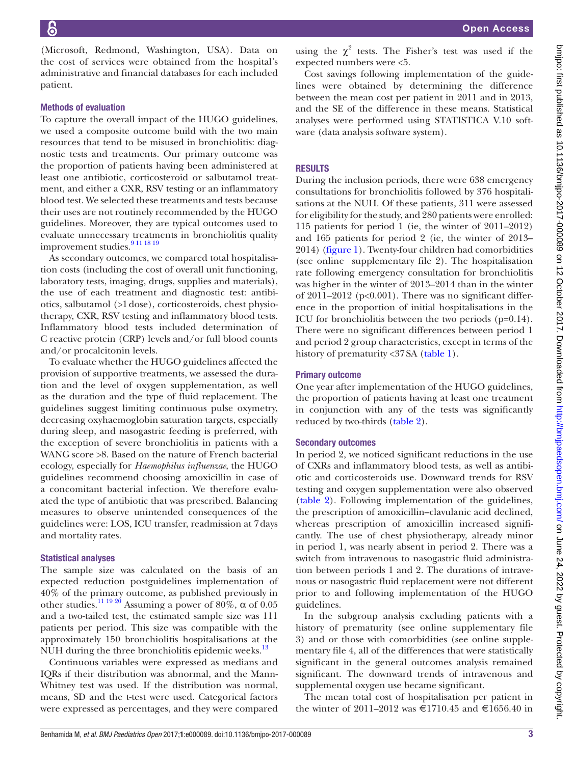(Microsoft, Redmond, Washington, USA). Data on the cost of services were obtained from the hospital's administrative and financial databases for each included patient.

### Methods of evaluation

To capture the overall impact of the HUGO guidelines, we used a composite outcome build with the two main resources that tend to be misused in bronchiolitis: diagnostic tests and treatments. Our primary outcome was the proportion of patients having been administered at least one antibiotic, corticosteroid or salbutamol treatment, and either a CXR, RSV testing or an inflammatory blood test. We selected these treatments and tests because their uses are not routinely recommended by the HUGO guidelines. Moreover, they are typical outcomes used to evaluate unnecessary treatments in bronchiolitis quality improvement studies.[9 11 18 19]

As secondary outcomes, we compared total hospitalisation costs (including the cost of overall unit functioning, laboratory tests, imaging, drugs, supplies and materials), the use of each treatment and diagnostic test: antibiotics, salbutamol (>1 dose), corticosteroids, chest physiotherapy, CXR, RSV testing and inflammatory blood tests. Inflammatory blood tests included determination of C reactive protein (CRP) levels and/or full blood counts and/or procalcitonin levels.

To evaluate whether the HUGO guidelines affected the provision of supportive treatments, we assessed the duration and the level of oxygen supplementation, as well as the duration and the type of fluid replacement. The guidelines suggest limiting continuous pulse oxymetry, decreasing oxyhaemoglobin saturation targets, especially during sleep, and nasogastric feeding is preferred, with the exception of severe bronchiolitis in patients with a WANG score >8. Based on the nature of French bacterial ecology, especially for *Haemophilus influenzae,* the HUGO guidelines recommend choosing amoxicillin in case of a concomitant bacterial infection. We therefore evaluated the type of antibiotic that was prescribed. Balancing measures to observe unintended consequences of the guidelines were: LOS, ICU transfer, readmission at 7 days and mortality rates.

### Statistical analyses

The sample size was calculated on the basis of an expected reduction postguidelines implementation of 40% of the primary outcome, as published previously in other studies.[11 19 20] Assuming a power of 80%, α of 0.05 and a two-tailed test, the estimated sample size was 111 patients per period. This size was compatible with the approximately 150 bronchiolitis hospitalisations at the NUH during the three bronchiolitis epidemic weeks.[13]

Continuous variables were expressed as medians and IQRs if their distribution was abnormal, and the Mann-Whitney test was used. If the distribution was normal, means, SD and the t-test were used. Categorical factors were expressed as percentages, and they were compared using the $\chi^2$ tests. The Fisher's test was used if the expected numbers were <5.

Cost savings following implementation of the guidelines were obtained by determining the difference between the mean cost per patient in 2011 and in 2013, and the SE of the difference in these means. Statistical analyses were performed using STATISTICA V.10 software (data analysis software system).

## RESULTS

During the inclusion periods, there were 638 emergency consultations for bronchiolitis followed by 376 hospitalisations at the NUH. Of these patients, 311 were assessed for eligibility for the study, and 280 patients were enrolled: 115 patients for period 1 (ie, the winter of 2011–2012) and 165 patients for period 2 (ie, the winter of 2013–2014) (figure 1). Twenty-four children had comorbidities (see online supplementary file 2). The hospitalisation rate following emergency consultation for bronchiolitis was higher in the winter of 2013–2014 than in the winter of 2011–2012 (p<0.001). There was no significant difference in the proportion of initial hospitalisations in the ICU for bronchiolitis between the two periods (p=0.14). There were no significant differences between period 1 and period 2 group characteristics, except in terms of the history of prematurity <37 SA (table 1).

### Primary outcome

One year after implementation of the HUGO guidelines, the proportion of patients having at least one treatment in conjunction with any of the tests was significantly reduced by two-thirds (table 2).

### Secondary outcomes

In period 2, we noticed significant reductions in the use of CXRs and inflammatory blood tests, as well as antibiotic and corticosteroids use. Downward trends for RSV testing and oxygen supplementation were also observed (table 2). Following implementation of the guidelines, the prescription of amoxicillin–clavulanic acid declined, whereas prescription of amoxicillin increased significantly. The use of chest physiotherapy, already minor in period 1, was nearly absent in period 2. There was a switch from intravenous to nasogastric fluid administration between periods 1 and 2. The durations of intravenous or nasogastric fluid replacement were not different prior to and following implementation of the HUGO guidelines.

In the subgroup analysis excluding patients with a history of prematurity (see online supplementary file 3) and or those with comorbidities (see online supplementary file 4, all of the differences that were statistically significant in the general outcomes analysis remained significant. The downward trends of intravenous and supplemental oxygen use became significant.

The mean total cost of hospitalisation per patient in the winter of 2011–2012 was €1710.45 and €1656.40 in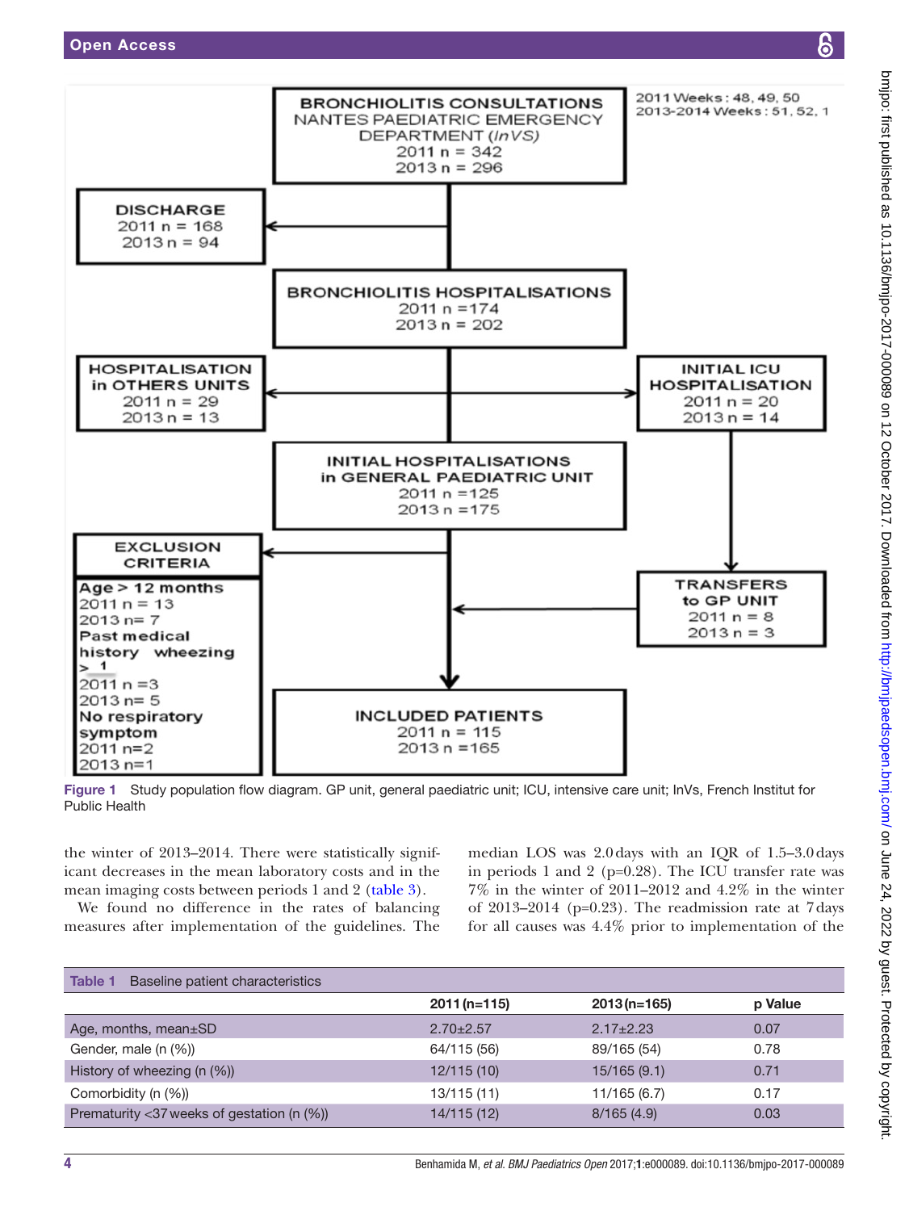BRONCHIOLITIS CONSULTATIONS
NANTES PAEDIATRIC EMERGENCY DEPARTMENT (*InVS*)
2011 n = 342
2013 n = 296

2011 Weeks: 48, 49, 50
2013-2014 Weeks: 51, 52, 1

DISCHARGE
2011 n = 168
2013 n = 94

BRONCHIOLITIS HOSPITALISATIONS
2011 n = 174
2013 n = 202

HOSPITALISATION in OTHERS UNITS
2011 n = 29
2013 n = 13

INITIAL ICU HOSPITALISATION
2011 n = 20
2013 n = 14

INITIAL HOSPITALISATIONS in GENERAL PAEDIATRIC UNIT
2011 n = 125
2013 n = 175

EXCLUSION CRITERIA
Age > 12 months
2011 n = 13
2013 n = 7
Past medical history wheezing > 1
2011 n = 3
2013 n = 5
No respiratory symptom
2011 n = 2
2013 n = 1

TRANSFERS to GP UNIT
2011 n = 8
2013 n = 3

INCLUDED PATIENTS
2011 n = 115
2013 n = 165

Figure 1 Study population flow diagram. GP unit, general paediatric unit; ICU, intensive care unit; InVs, French Institut for Public Health

the winter of 2013–2014. There were statistically significant decreases in the mean laboratory costs and in the mean imaging costs between periods 1 and 2 (table 3).

We found no difference in the rates of balancing measures after implementation of the guidelines. The median LOS was 2.0 days with an IQR of 1.5–3.0 days in periods 1 and 2 (p=0.28). The ICU transfer rate was 7% in the winter of 2011–2012 and 4.2% in the winter of 2013–2014 (p=0.23). The readmission rate at 7 days for all causes was 4.4% prior to implementation of the

Table 1 Baseline patient characteristics

| | 2011 (n=115) | 2013 (n=165) | p Value |
|---|---|---|---|
| Age, months, mean±SD | 2.70±2.57 | 2.17±2.23 | 0.07 |
| Gender, male (n (%)) | 64/115 (56) | 89/165 (54) | 0.78 |
| History of wheezing (n (%)) | 12/115 (10) | 15/165 (9.1) | 0.71 |
| Comorbidity (n (%)) | 13/115 (11) | 11/165 (6.7) | 0.17 |
| Prematurity <37 weeks of gestation (n (%)) | 14/115 (12) | 8/165 (4.9) | 0.03 |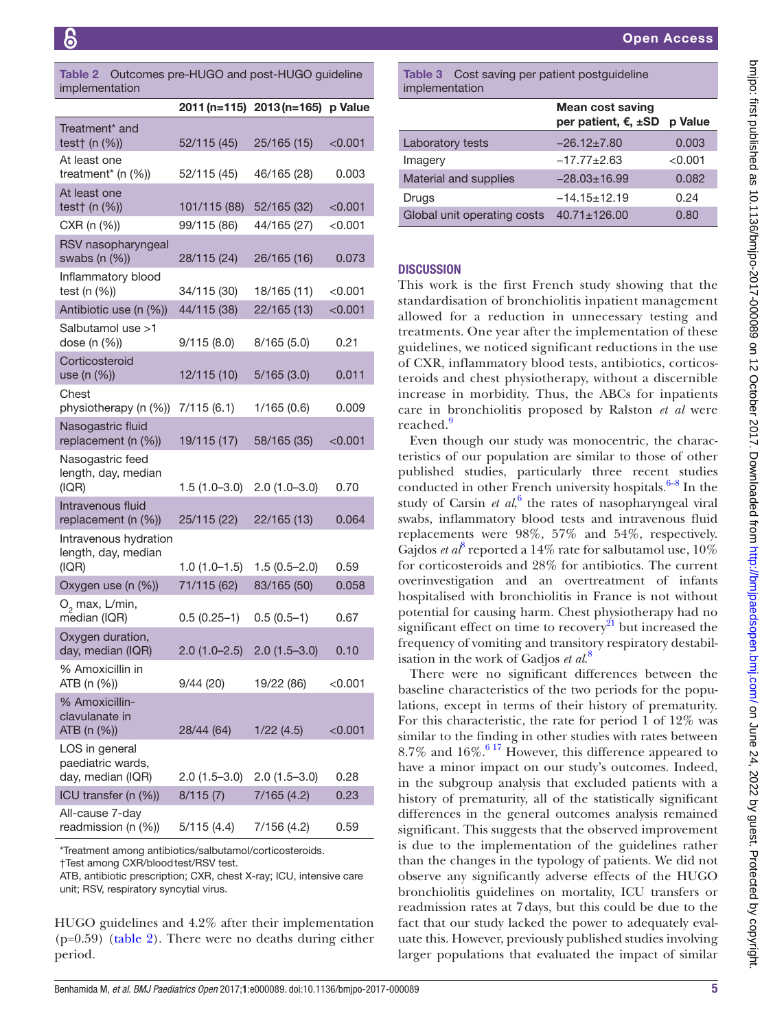**Table 2** Outcomes pre-HUGO and post-HUGO guideline implementation

| | 2011 (n=115) | 2013 (n=165) | p Value |
|---|---|---|---|
| Treatment* and test† (n (%)) | 52/115 (45) | 25/165 (15) | <0.001 |
| At least one treatment* (n (%)) | 52/115 (45) | 46/165 (28) | 0.003 |
| At least one test† (n (%)) | 101/115 (88) | 52/165 (32) | <0.001 |
| CXR (n (%)) | 99/115 (86) | 44/165 (27) | <0.001 |
| RSV nasopharyngeal swabs (n (%)) | 28/115 (24) | 26/165 (16) | 0.073 |
| Inflammatory blood test (n (%)) | 34/115 (30) | 18/165 (11) | <0.001 |
| Antibiotic use (n (%)) | 44/115 (38) | 22/165 (13) | <0.001 |
| Salbutamol use >1 dose (n (%)) | 9/115 (8.0) | 8/165 (5.0) | 0.21 |
| Corticosteroid use (n (%)) | 12/115 (10) | 5/165 (3.0) | 0.011 |
| Chest physiotherapy (n (%)) | 7/115 (6.1) | 1/165 (0.6) | 0.009 |
| Nasogastric fluid replacement (n (%)) | 19/115 (17) | 58/165 (35) | <0.001 |
| Nasogastric feed length, day, median (IQR) | 1.5 (1.0–3.0) | 2.0 (1.0–3.0) | 0.70 |
| Intravenous fluid replacement (n (%)) | 25/115 (22) | 22/165 (13) | 0.064 |
| Intravenous hydration length, day, median (IQR) | 1.0 (1.0–1.5) | 1.5 (0.5–2.0) | 0.59 |
| Oxygen use (n (%)) | 71/115 (62) | 83/165 (50) | 0.058 |
| $O_2$ max, L/min, median (IQR) | 0.5 (0.25–1) | 0.5 (0.5–1) | 0.67 |
| Oxygen duration, day, median (IQR) | 2.0 (1.0–2.5) | 2.0 (1.5–3.0) | 0.10 |
| % Amoxicillin in ATB (n (%)) | 9/44 (20) | 19/22 (86) | <0.001 |
| % Amoxicillin-clavulanate in ATB (n (%)) | 28/44 (64) | 1/22 (4.5) | <0.001 |
| LOS in general paediatric wards, day, median (IQR) | 2.0 (1.5–3.0) | 2.0 (1.5–3.0) | 0.28 |
| ICU transfer (n (%)) | 8/115 (7) | 7/165 (4.2) | 0.23 |
| All-cause 7-day readmission (n (%)) | 5/115 (4.4) | 7/156 (4.2) | 0.59 |

*Treatment among antibiotics/salbutamol/corticosteroids.
†Test among CXR/blood test/RSV test.
ATB, antibiotic prescription; CXR, chest X-ray; ICU, intensive care unit; RSV, respiratory syncytial virus.

HUGO guidelines and 4.2% after their implementation (p=0.59) (table 2). There were no deaths during either period.

**Table 3** Cost saving per patient postguideline implementation

| | Mean cost saving per patient, €, ±SD | p Value |
|---|---|---|
| Laboratory tests | −26.12±7.80 | 0.003 |
| Imagery | −17.77±2.63 | <0.001 |
| Material and supplies | −28.03±16.99 | 0.082 |
| Drugs | −14.15±12.19 | 0.24 |
| Global unit operating costs | 40.71±126.00 | 0.80 |

## DISCUSSION

This work is the first French study showing that the standardisation of bronchiolitis inpatient management allowed for a reduction in unnecessary testing and treatments. One year after the implementation of these guidelines, we noticed significant reductions in the use of CXR, inflammatory blood tests, antibiotics, corticosteroids and chest physiotherapy, without a discernible increase in morbidity. Thus, the ABCs for inpatients care in bronchiolitis proposed by Ralston *et al* were reached.[9]

Even though our study was monocentric, the characteristics of our population are similar to those of other published studies, particularly three recent studies conducted in other French university hospitals.[6–8] In the study of Carsin *et al*,[6] the rates of nasopharyngeal viral swabs, inflammatory blood tests and intravenous fluid replacements were 98%, 57% and 54%, respectively. Gajdos *et al*[8] reported a 14% rate for salbutamol use, 10% for corticosteroids and 28% for antibiotics. The current overinvestigation and an overtreatment of infants hospitalised with bronchiolitis in France is not without potential for causing harm. Chest physiotherapy had no significant effect on time to recovery[21] but increased the frequency of vomiting and transitory respiratory destabilisation in the work of Gadjos *et al*.[8]

There were no significant differences between the baseline characteristics of the two periods for the populations, except in terms of their history of prematurity. For this characteristic, the rate for period 1 of 12% was similar to the finding in other studies with rates between 8.7% and 16%.[6,17] However, this difference appeared to have a minor impact on our study's outcomes. Indeed, in the subgroup analysis that excluded patients with a history of prematurity, all of the statistically significant differences in the general outcomes analysis remained significant. This suggests that the observed improvement is due to the implementation of the guidelines rather than the changes in the typology of patients. We did not observe any significantly adverse effects of the HUGO bronchiolitis guidelines on mortality, ICU transfers or readmission rates at 7 days, but this could be due to the fact that our study lacked the power to adequately evaluate this. However, previously published studies involving larger populations that evaluated the impact of similar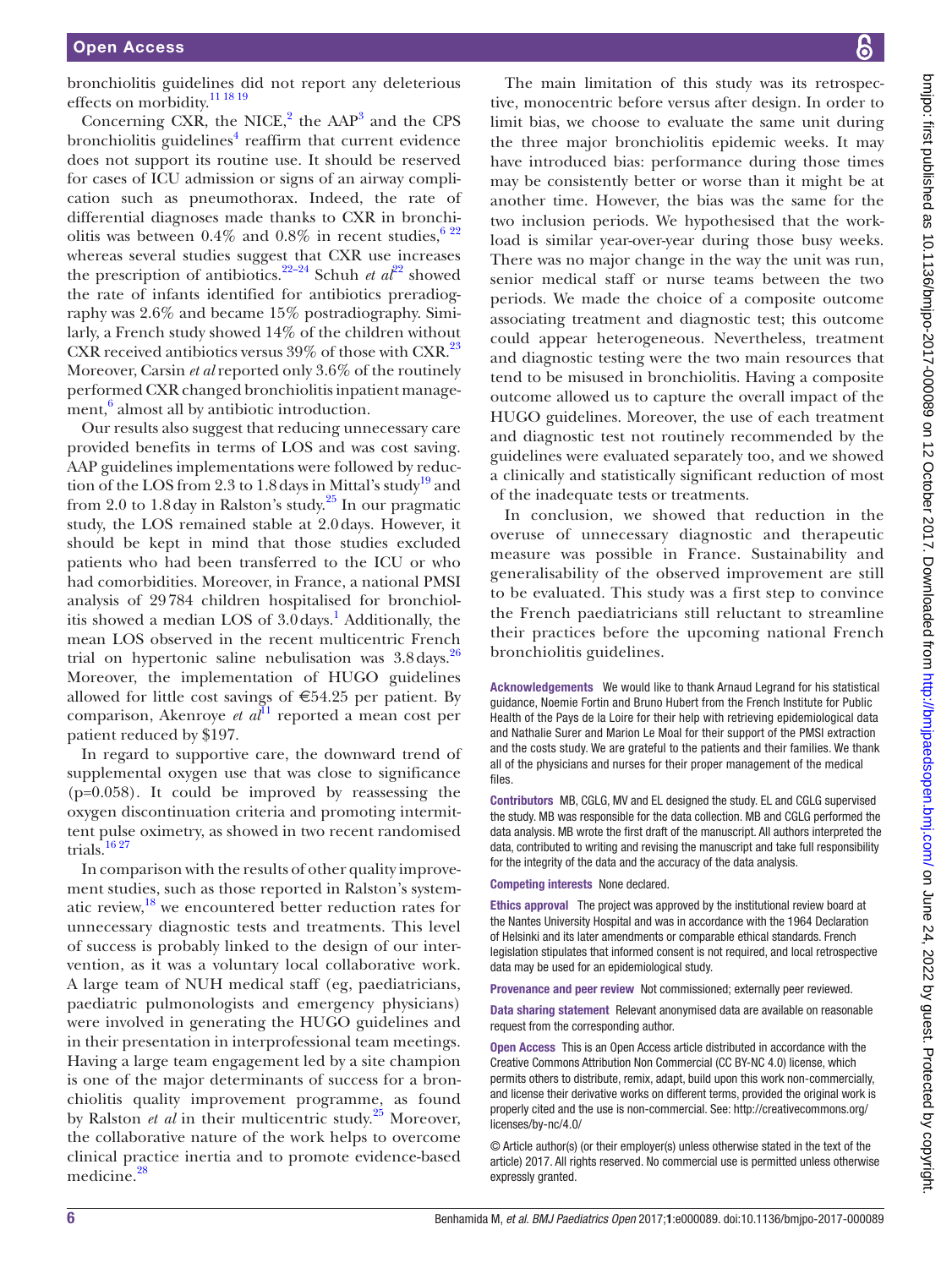bronchiolitis guidelines did not report any deleterious effects on morbidity.[11,18,19]

Concerning CXR, the NICE,[2] the AAP[3] and the CPS bronchiolitis guidelines[4] reaffirm that current evidence does not support its routine use. It should be reserved for cases of ICU admission or signs of an airway complication such as pneumothorax. Indeed, the rate of differential diagnoses made thanks to CXR in bronchiolitis was between 0.4% and 0.8% in recent studies,[6,22] whereas several studies suggest that CXR use increases the prescription of antibiotics.[22–24] Schuh *et al*[22] showed the rate of infants identified for antibiotics preradiography was 2.6% and became 15% postradiography. Similarly, a French study showed 14% of the children without CXR received antibiotics versus 39% of those with CXR.[23] Moreover, Carsin *et al* reported only 3.6% of the routinely performed CXR changed bronchiolitis inpatient management,[6] almost all by antibiotic introduction.

Our results also suggest that reducing unnecessary care provided benefits in terms of LOS and was cost saving. AAP guidelines implementations were followed by reduction of the LOS from 2.3 to 1.8 days in Mittal's study[19] and from 2.0 to 1.8 day in Ralston's study.[25] In our pragmatic study, the LOS remained stable at 2.0 days. However, it should be kept in mind that those studies excluded patients who had been transferred to the ICU or who had comorbidities. Moreover, in France, a national PMSI analysis of 29 784 children hospitalised for bronchiolitis showed a median LOS of 3.0 days.[1] Additionally, the mean LOS observed in the recent multicentric French trial on hypertonic saline nebulisation was 3.8 days.[26] Moreover, the implementation of HUGO guidelines allowed for little cost savings of €54.25 per patient. By comparison, Akenroye *et al*[11] reported a mean cost per patient reduced by $197.

In regard to supportive care, the downward trend of supplemental oxygen use that was close to significance ($p=0.058$). It could be improved by reassessing the oxygen discontinuation criteria and promoting intermittent pulse oximetry, as showed in two recent randomised trials.[16,27]

In comparison with the results of other quality improvement studies, such as those reported in Ralston's systematic review,[18] we encountered better reduction rates for unnecessary diagnostic tests and treatments. This level of success is probably linked to the design of our intervention, as it was a voluntary local collaborative work. A large team of NUH medical staff (eg, paediatricians, paediatric pulmonologists and emergency physicians) were involved in generating the HUGO guidelines and in their presentation in interprofessional team meetings. Having a large team engagement led by a site champion is one of the major determinants of success for a bronchiolitis quality improvement programme, as found by Ralston *et al* in their multicentric study.[25] Moreover, the collaborative nature of the work helps to overcome clinical practice inertia and to promote evidence-based medicine.[28]

The main limitation of this study was its retrospective, monocentric before versus after design. In order to limit bias, we choose to evaluate the same unit during the three major bronchiolitis epidemic weeks. It may have introduced bias: performance during those times may be consistently better or worse than it might be at another time. However, the bias was the same for the two inclusion periods. We hypothesised that the workload is similar year-over-year during those busy weeks. There was no major change in the way the unit was run, senior medical staff or nurse teams between the two periods. We made the choice of a composite outcome associating treatment and diagnostic test; this outcome could appear heterogeneous. Nevertheless, treatment and diagnostic testing were the two main resources that tend to be misused in bronchiolitis. Having a composite outcome allowed us to capture the overall impact of the HUGO guidelines. Moreover, the use of each treatment and diagnostic test not routinely recommended by the guidelines were evaluated separately too, and we showed a clinically and statistically significant reduction of most of the inadequate tests or treatments.

In conclusion, we showed that reduction in the overuse of unnecessary diagnostic and therapeutic measure was possible in France. Sustainability and generalisability of the observed improvement are still to be evaluated. This study was a first step to convince the French paediatricians still reluctant to streamline their practices before the upcoming national French bronchiolitis guidelines.

**Acknowledgements** We would like to thank Arnaud Legrand for his statistical guidance, Noemie Fortin and Bruno Hubert from the French Institute for Public Health of the Pays de la Loire for their help with retrieving epidemiological data and Nathalie Surer and Marion Le Moal for their support of the PMSI extraction and the costs study. We are grateful to the patients and their families. We thank all of the physicians and nurses for their proper management of the medical files.

**Contributors** MB, CGLG, MV and EL designed the study. EL and CGLG supervised the study. MB was responsible for the data collection. MB and CGLG performed the data analysis. MB wrote the first draft of the manuscript. All authors interpreted the data, contributed to writing and revising the manuscript and take full responsibility for the integrity of the data and the accuracy of the data analysis.

**Competing interests** None declared.

**Ethics approval** The project was approved by the institutional review board at the Nantes University Hospital and was in accordance with the 1964 Declaration of Helsinki and its later amendments or comparable ethical standards. French legislation stipulates that informed consent is not required, and local retrospective data may be used for an epidemiological study.

**Provenance and peer review** Not commissioned; externally peer reviewed.

**Data sharing statement** Relevant anonymised data are available on reasonable request from the corresponding author.

**Open Access** This is an Open Access article distributed in accordance with the Creative Commons Attribution Non Commercial (CC BY-NC 4.0) license, which permits others to distribute, remix, adapt, build upon this work non-commercially, and license their derivative works on different terms, provided the original work is properly cited and the use is non-commercial. See: http://creativecommons.org/licenses/by-nc/4.0/

© Article author(s) (or their employer(s) unless otherwise stated in the text of the article) 2017. All rights reserved. No commercial use is permitted unless otherwise expressly granted.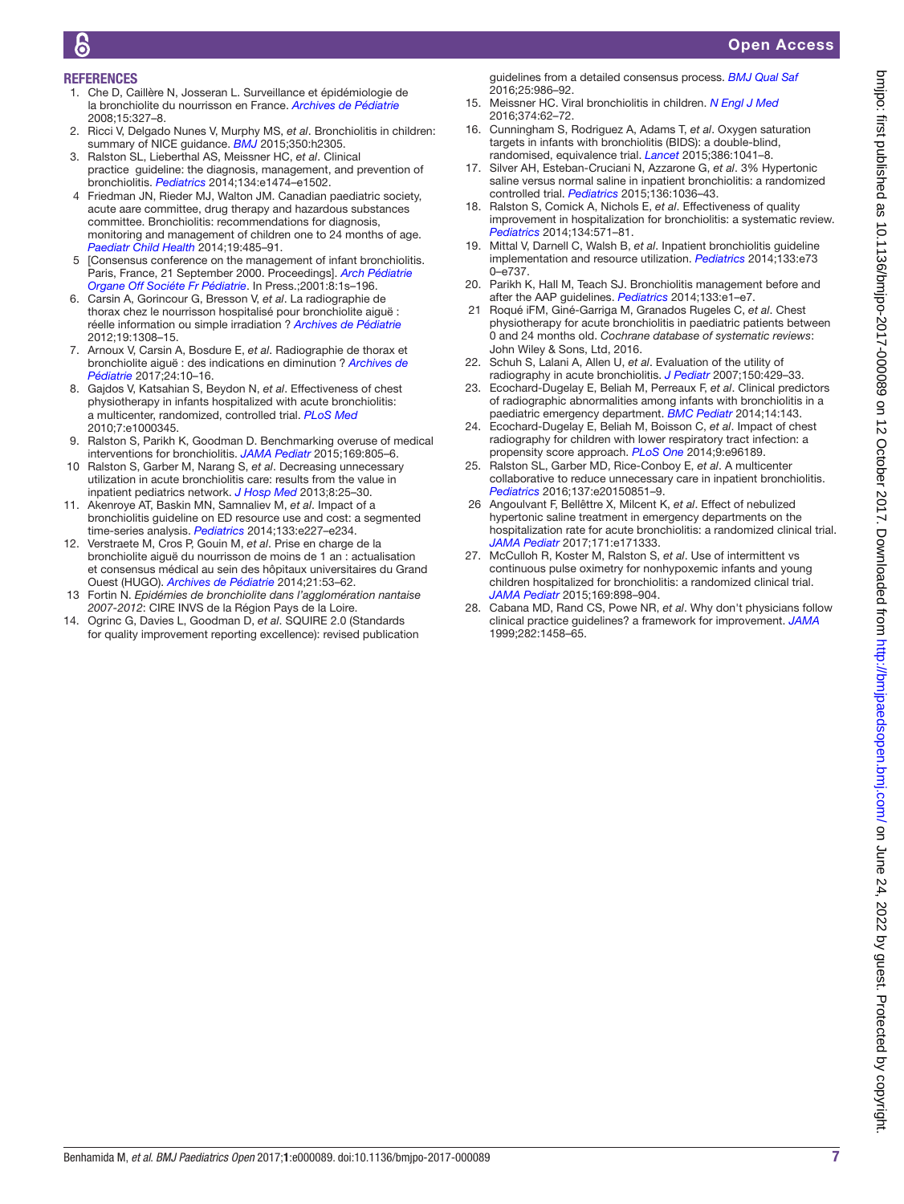## REFERENCES

1. Che D, Caillère N, Josseran L. Surveillance et épidémiologie de la bronchiolite du nourrisson en France. *Archives de Pédiatrie* 2008;15:327–8.
2. Ricci V, Delgado Nunes V, Murphy MS, *et al*. Bronchiolitis in children: summary of NICE guidance. *BMJ* 2015;350:h2305.
3. Ralston SL, Lieberthal AS, Meissner HC, *et al*. Clinical practice guideline: the diagnosis, management, and prevention of bronchiolitis. *Pediatrics* 2014;134:e1474–e1502.
4. Friedman JN, Rieder MJ, Walton JM. Canadian paediatric society, acute aare committee, drug therapy and hazardous substances committee. Bronchiolitis: recommendations for diagnosis, monitoring and management of children one to 24 months of age. *Paediatr Child Health* 2014;19:485–91.
5. [Consensus conference on the management of infant bronchiolitis. Paris, France, 21 September 2000. Proceedings]. *Arch Pédiatrie Organe Off Sociéte Fr Pédiatrie*. In Press.;2001:8:1s–196.
6. Carsin A, Gorincour G, Bresson V, *et al*. La radiographie de thorax chez le nourrisson hospitalisé pour bronchiolite aiguë : réelle information ou simple irradiation ? *Archives de Pédiatrie* 2012;19:1308–15.
7. Arnoux V, Carsin A, Bosdure E, *et al*. Radiographie de thorax et bronchiolite aiguë : des indications en diminution ? *Archives de Pédiatrie* 2017;24:10–16.
8. Gajdos V, Katsahian S, Beydon N, *et al*. Effectiveness of chest physiotherapy in infants hospitalized with acute bronchiolitis: a multicenter, randomized, controlled trial. *PLoS Med* 2010;7:e1000345.
9. Ralston S, Parikh K, Goodman D. Benchmarking overuse of medical interventions for bronchiolitis. *JAMA Pediatr* 2015;169:805–6.
10. Ralston S, Garber M, Narang S, *et al*. Decreasing unnecessary utilization in acute bronchiolitis care: results from the value in inpatient pediatrics network. *J Hosp Med* 2013;8:25–30.
11. Akenroye AT, Baskin MN, Samnaliev M, *et al*. Impact of a bronchiolitis guideline on ED resource use and cost: a segmented time-series analysis. *Pediatrics* 2014;133:e227–e234.
12. Verstraete M, Cros P, Gouin M, *et al*. Prise en charge de la bronchiolite aiguë du nourrisson de moins de 1 an : actualisation et consensus médical au sein des hôpitaux universitaires du Grand Ouest (HUGO). *Archives de Pédiatrie* 2014;21:53–62.
13. Fortin N. *Epidémies de bronchiolite dans l'agglomération nantaise 2007-2012*: CIRE INVS de la Région Pays de la Loire.
14. Ogrinc G, Davies L, Goodman D, *et al*. SQUIRE 2.0 (Standards for quality improvement reporting excellence): revised publication guidelines from a detailed consensus process. *BMJ Qual Saf* 2016;25:986–92.
15. Meissner HC. Viral bronchiolitis in children. *N Engl J Med* 2016;374:62–72.
16. Cunningham S, Rodriguez A, Adams T, *et al*. Oxygen saturation targets in infants with bronchiolitis (BIDS): a double-blind, randomised, equivalence trial. *Lancet* 2015;386:1041–8.
17. Silver AH, Esteban-Cruciani N, Azzarone G, *et al*. 3% Hypertonic saline versus normal saline in inpatient bronchiolitis: a randomized controlled trial. *Pediatrics* 2015;136:1036–43.
18. Ralston S, Comick A, Nichols E, *et al*. Effectiveness of quality improvement in hospitalization for bronchiolitis: a systematic review. *Pediatrics* 2014;134:571–81.
19. Mittal V, Darnell C, Walsh B, *et al*. Inpatient bronchiolitis guideline implementation and resource utilization. *Pediatrics* 2014;133:e730–e737.
20. Parikh K, Hall M, Teach SJ. Bronchiolitis management before and after the AAP guidelines. *Pediatrics* 2014;133:e1–e7.
21. Roqué iFM, Giné-Garriga M, Granados Rugeles C, *et al*. Chest physiotherapy for acute bronchiolitis in paediatric patients between 0 and 24 months old. *Cochrane database of systematic reviews*: John Wiley & Sons, Ltd, 2016.
22. Schuh S, Lalani A, Allen U, *et al*. Evaluation of the utility of radiography in acute bronchiolitis. *J Pediatr* 2007;150:429–33.
23. Ecochard-Dugelay E, Beliah M, Perreaux F, *et al*. Clinical predictors of radiographic abnormalities among infants with bronchiolitis in a paediatric emergency department. *BMC Pediatr* 2014;14:143.
24. Ecochard-Dugelay E, Beliah M, Boisson C, *et al*. Impact of chest radiography for children with lower respiratory tract infection: a propensity score approach. *PLoS One* 2014;9:e96189.
25. Ralston S, Garber MD, Rice-Conboy E, *et al*. A multicenter collaborative to reduce unnecessary care in inpatient bronchiolitis. *Pediatrics* 2016;137:e20150851–9.
26. Angoulvant F, Bellêttre X, Milcent K, *et al*. Effect of nebulized hypertonic saline treatment in emergency departments on the hospitalization rate for acute bronchiolitis: a randomized clinical trial. *JAMA Pediatr* 2017;171:e171333.
27. McCulloh R, Koster M, Ralston S, *et al*. Use of intermittent vs continuous pulse oximetry for nonhypoxemic infants and young children hospitalized for bronchiolitis: a randomized clinical trial. *JAMA Pediatr* 2015;169:898–904.
28. Cabana MD, Rand CS, Powe NR, *et al*. Why don't physicians follow clinical practice guidelines? a framework for improvement. *JAMA* 1999;282:1458–65.